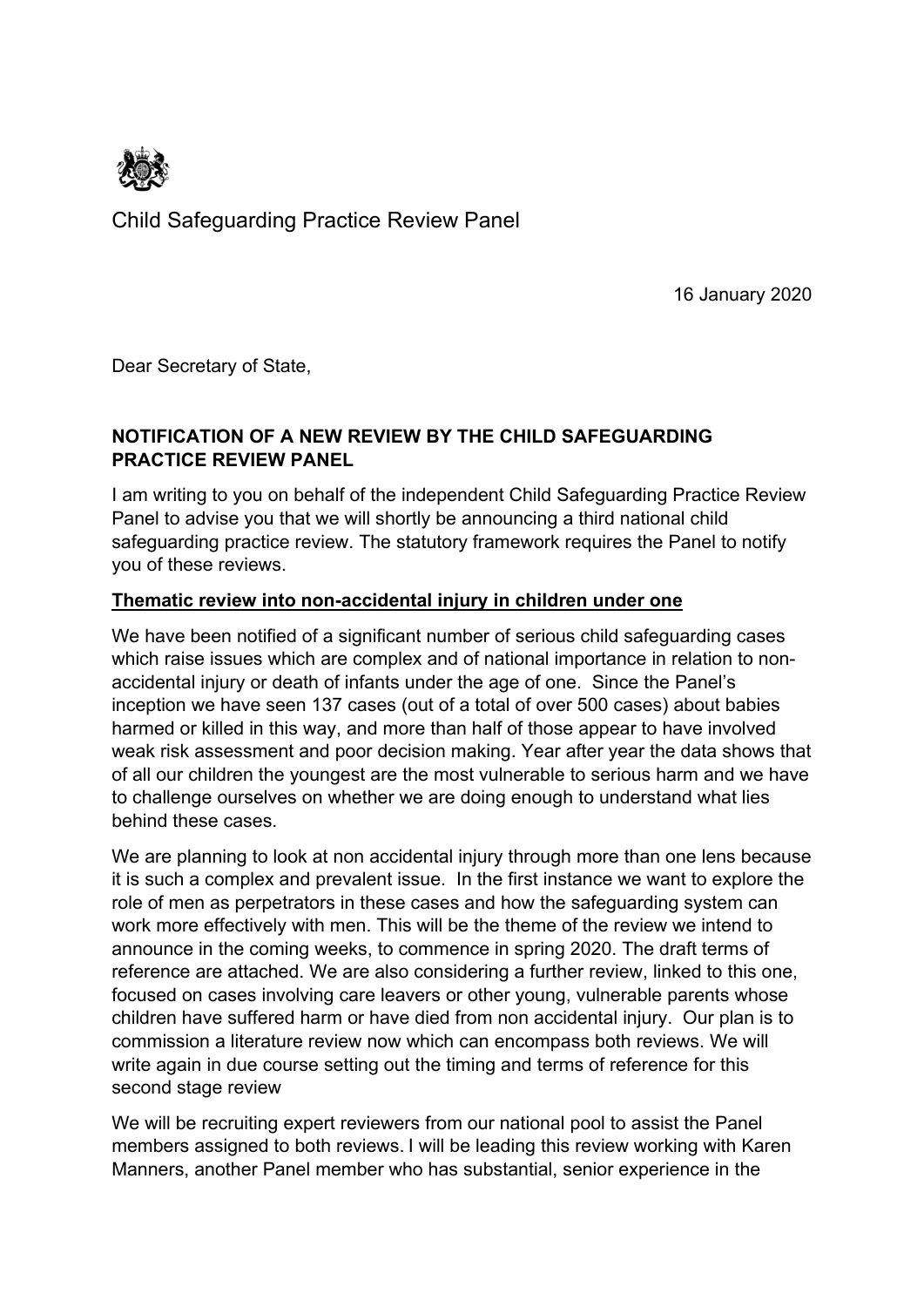Child Safeguarding Practice Review Panel

16 January 2020

Dear Secretary of State,

**NOTIFICATION OF A NEW REVIEW BY THE CHILD SAFEGUARDING PRACTICE REVIEW PANEL**

I am writing to you on behalf of the independent Child Safeguarding Practice Review Panel to advise you that we will shortly be announcing a third national child safeguarding practice review. The statutory framework requires the Panel to notify you of these reviews.

**Thematic review into non-accidental injury in children under one**

We have been notified of a significant number of serious child safeguarding cases which raise issues which are complex and of national importance in relation to non-accidental injury or death of infants under the age of one. Since the Panel's inception we have seen 137 cases (out of a total of over 500 cases) about babies harmed or killed in this way, and more than half of those appear to have involved weak risk assessment and poor decision making. Year after year the data shows that of all our children the youngest are the most vulnerable to serious harm and we have to challenge ourselves on whether we are doing enough to understand what lies behind these cases.

We are planning to look at non accidental injury through more than one lens because it is such a complex and prevalent issue. In the first instance we want to explore the role of men as perpetrators in these cases and how the safeguarding system can work more effectively with men. This will be the theme of the review we intend to announce in the coming weeks, to commence in spring 2020. The draft terms of reference are attached. We are also considering a further review, linked to this one, focused on cases involving care leavers or other young, vulnerable parents whose children have suffered harm or have died from non accidental injury. Our plan is to commission a literature review now which can encompass both reviews. We will write again in due course setting out the timing and terms of reference for this second stage review

We will be recruiting expert reviewers from our national pool to assist the Panel members assigned to both reviews. I will be leading this review working with Karen Manners, another Panel member who has substantial, senior experience in the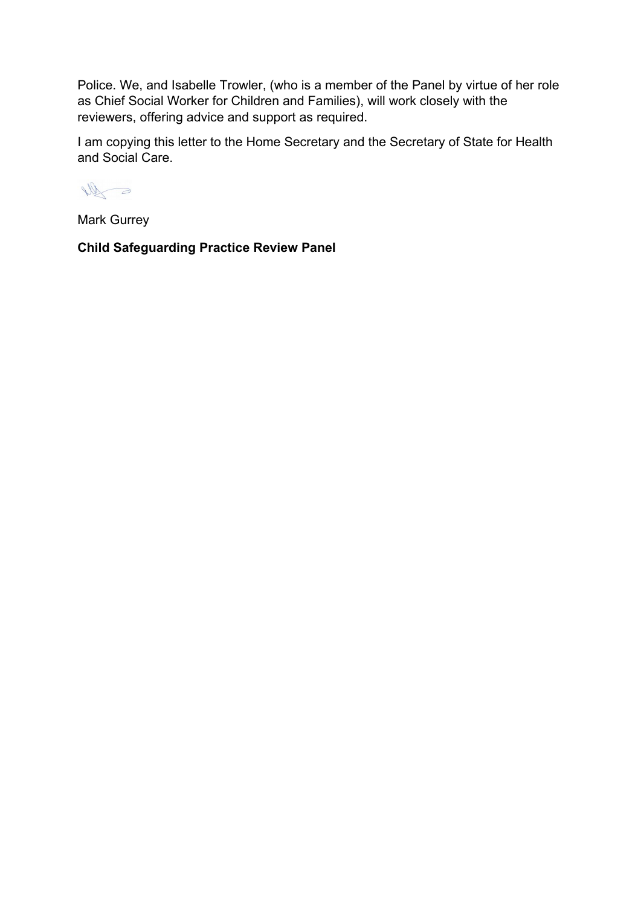Police. We, and Isabelle Trowler, (who is a member of the Panel by virtue of her role as Chief Social Worker for Children and Families), will work closely with the reviewers, offering advice and support as required.

I am copying this letter to the Home Secretary and the Secretary of State for Health and Social Care.

Mark Gurrey

**Child Safeguarding Practice Review Panel**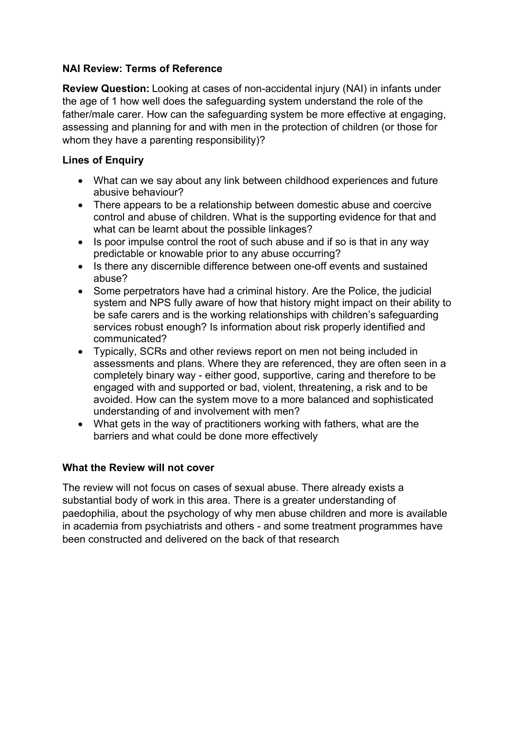**NAI Review: Terms of Reference**

**Review Question:** Looking at cases of non-accidental injury (NAI) in infants under the age of 1 how well does the safeguarding system understand the role of the father/male carer. How can the safeguarding system be more effective at engaging, assessing and planning for and with men in the protection of children (or those for whom they have a parenting responsibility)?

**Lines of Enquiry**

- What can we say about any link between childhood experiences and future abusive behaviour?
- There appears to be a relationship between domestic abuse and coercive control and abuse of children. What is the supporting evidence for that and what can be learnt about the possible linkages?
- Is poor impulse control the root of such abuse and if so is that in any way predictable or knowable prior to any abuse occurring?
- Is there any discernible difference between one-off events and sustained abuse?
- Some perpetrators have had a criminal history. Are the Police, the judicial system and NPS fully aware of how that history might impact on their ability to be safe carers and is the working relationships with children's safeguarding services robust enough? Is information about risk properly identified and communicated?
- Typically, SCRs and other reviews report on men not being included in assessments and plans. Where they are referenced, they are often seen in a completely binary way - either good, supportive, caring and therefore to be engaged with and supported or bad, violent, threatening, a risk and to be avoided. How can the system move to a more balanced and sophisticated understanding of and involvement with men?
- What gets in the way of practitioners working with fathers, what are the barriers and what could be done more effectively

**What the Review will not cover**

The review will not focus on cases of sexual abuse. There already exists a substantial body of work in this area. There is a greater understanding of paedophilia, about the psychology of why men abuse children and more is available in academia from psychiatrists and others - and some treatment programmes have been constructed and delivered on the back of that research